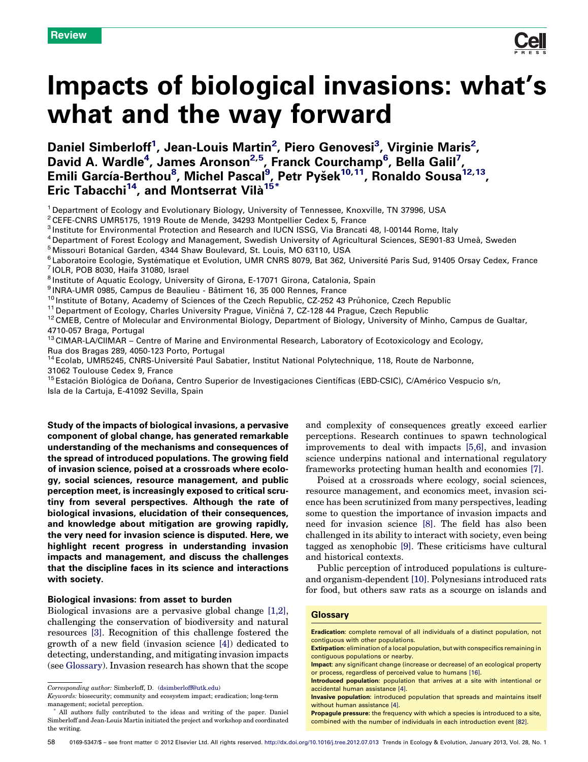Review

# Impacts of biological invasions: what's what and the way forward

**Daniel Simberloff[1], Jean-Louis Martin[2], Piero Genovesi[3], Virginie Maris[2], David A. Wardle[4], James Aronson[2,5], Franck Courchamp[6], Bella Galil[7], Emili García-Berthou[8], Michel Pascal[9], Petr Pyšek[10,11], Ronaldo Sousa[12,13], Eric Tabacchi[14], and Montserrat Vilà[15*]**

[1] Department of Ecology and Evolutionary Biology, University of Tennessee, Knoxville, TN 37996, USA
[2] CEFE-CNRS UMR5175, 1919 Route de Mende, 34293 Montpellier Cedex 5, France
[3] Institute for Environmental Protection and Research and IUCN ISSG, Via Brancati 48, I-00144 Rome, Italy
[4] Department of Forest Ecology and Management, Swedish University of Agricultural Sciences, SE901-83 Umeå, Sweden
[5] Missouri Botanical Garden, 4344 Shaw Boulevard, St. Louis, MO 63110, USA
[6] Laboratoire Ecologie, Systématique et Evolution, UMR CNRS 8079, Bat 362, Université Paris Sud, 91405 Orsay Cedex, France
[7] IOLR, POB 8030, Haifa 31080, Israel
[8] Institute of Aquatic Ecology, University of Girona, E-17071 Girona, Catalonia, Spain
[9] INRA-UMR 0985, Campus de Beaulieu - Bâtiment 16, 35 000 Rennes, France
[10] Institute of Botany, Academy of Sciences of the Czech Republic, CZ-252 43 Průhonice, Czech Republic
[11] Department of Ecology, Charles University Prague, Viničná 7, CZ-128 44 Prague, Czech Republic
[12] CMEB, Centre of Molecular and Environmental Biology, Department of Biology, University of Minho, Campus de Gualtar, 4710-057 Braga, Portugal
[13] CIMAR-LA/CIIMAR – Centre of Marine and Environmental Research, Laboratory of Ecotoxicology and Ecology, Rua dos Bragas 289, 4050-123 Porto, Portugal
[14] Ecolab, UMR5245, CNRS-Université Paul Sabatier, Institut National Polytechnique, 118, Route de Narbonne, 31062 Toulouse Cedex 9, France
[15] Estación Biológica de Doñana, Centro Superior de Investigaciones Científicas (EBD-CSIC), C/Américo Vespucio s/n, Isla de la Cartuja, E-41092 Sevilla, Spain

**Study of the impacts of biological invasions, a pervasive component of global change, has generated remarkable understanding of the mechanisms and consequences of the spread of introduced populations. The growing field of invasion science, poised at a crossroads where ecology, social sciences, resource management, and public perception meet, is increasingly exposed to critical scrutiny from several perspectives. Although the rate of biological invasions, elucidation of their consequences, and knowledge about mitigation are growing rapidly, the very need for invasion science is disputed. Here, we highlight recent progress in understanding invasion impacts and management, and discuss the challenges that the discipline faces in its science and interactions with society.**

## Biological invasions: from asset to burden

Biological invasions are a pervasive global change [1,2], challenging the conservation of biodiversity and natural resources [3]. Recognition of this challenge fostered the growth of a new field (invasion science [4]) dedicated to detecting, understanding, and mitigating invasion impacts (see Glossary). Invasion research has shown that the scope and complexity of consequences greatly exceed earlier perceptions. Research continues to spawn technological improvements to deal with impacts [5,6], and invasion science underpins national and international regulatory frameworks protecting human health and economies [7].

Poised at a crossroads where ecology, social sciences, resource management, and economics meet, invasion science has been scrutinized from many perspectives, leading some to question the importance of invasion impacts and need for invasion science [8]. The field has also been challenged in its ability to interact with society, even being tagged as xenophobic [9]. These criticisms have cultural and historical contexts.

Public perception of introduced populations is culture- and organism-dependent [10]. Polynesians introduced rats for food, but others saw rats as a scourge on islands and

### Glossary

**Eradication**: complete removal of all individuals of a distinct population, not contiguous with other populations.
**Extirpation**: elimination of a local population, but with conspecifics remaining in contiguous populations or nearby.
**Impact**: any significant change (increase or decrease) of an ecological property or process, regardless of perceived value to humans [16].
**Introduced population**: population that arrives at a site with intentional or accidental human assistance [4].
**Invasive population**: introduced population that spreads and maintains itself without human assistance [4].
**Propagule pressure**: the frequency with which a species is introduced to a site, combined with the number of individuals in each introduction event [82].

Corresponding author: Simberloff, D. (dsimberloff@utk.edu)
Keywords: biosecurity; community and ecosystem impact; eradication; long-term management; societal perception.
* All authors fully contributed to the ideas and writing of the paper. Daniel Simberloff and Jean-Louis Martin initiated the project and workshop and coordinated the writing.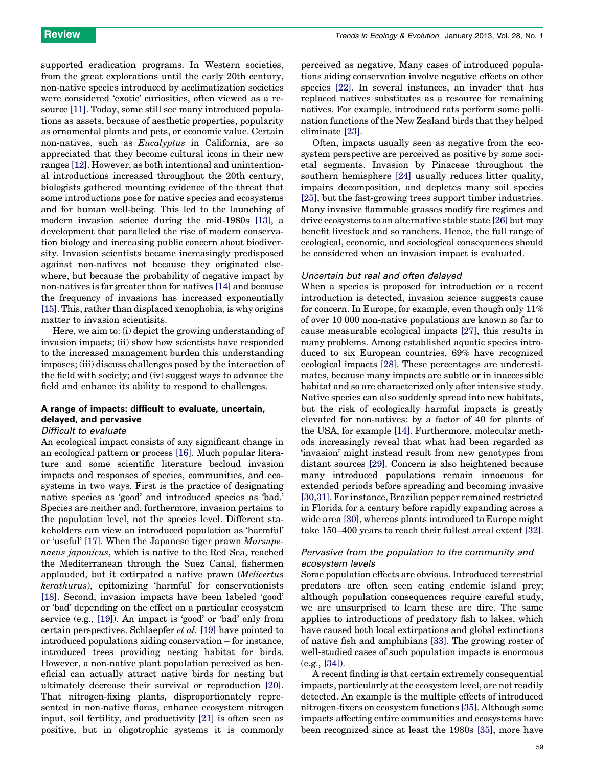supported eradication programs. In Western societies, from the great explorations until the early 20th century, non-native species introduced by acclimatization societies were considered 'exotic' curiosities, often viewed as a resource [11]. Today, some still see many introduced populations as assets, because of aesthetic properties, popularity as ornamental plants and pets, or economic value. Certain non-natives, such as *Eucalyptus* in California, are so appreciated that they become cultural icons in their new ranges [12]. However, as both intentional and unintentional introductions increased throughout the 20th century, biologists gathered mounting evidence of the threat that some introductions pose for native species and ecosystems and for human well-being. This led to the launching of modern invasion science during the mid-1980s [13], a development that paralleled the rise of modern conservation biology and increasing public concern about biodiversity. Invasion scientists became increasingly predisposed against non-natives not because they originated elsewhere, but because the probability of negative impact by non-natives is far greater than for natives [14] and because the frequency of invasions has increased exponentially [15]. This, rather than displaced xenophobia, is why origins matter to invasion scientists.

Here, we aim to: (i) depict the growing understanding of invasion impacts; (ii) show how scientists have responded to the increased management burden this understanding imposes; (iii) discuss challenges posed by the interaction of the field with society; and (iv) suggest ways to advance the field and enhance its ability to respond to challenges.

## A range of impacts: difficult to evaluate, uncertain, delayed, and pervasive

### *Difficult to evaluate*

An ecological impact consists of any significant change in an ecological pattern or process [16]. Much popular literature and some scientific literature becloud invasion impacts and responses of species, communities, and ecosystems in two ways. First is the practice of designating native species as 'good' and introduced species as 'bad.' Species are neither and, furthermore, invasion pertains to the population level, not the species level. Different stakeholders can view an introduced population as 'harmful' or 'useful' [17]. When the Japanese tiger prawn *Marsupenaeus japonicus*, which is native to the Red Sea, reached the Mediterranean through the Suez Canal, fishermen applauded, but it extirpated a native prawn (*Melicertus kerathurus*), epitomizing 'harmful' for conservationists [18]. Second, invasion impacts have been labeled 'good' or 'bad' depending on the effect on a particular ecosystem service (e.g., [19]). An impact is 'good' or 'bad' only from certain perspectives. Schlaepfer *et al.* [19] have pointed to introduced populations aiding conservation – for instance, introduced trees providing nesting habitat for birds. However, a non-native plant population perceived as beneficial can actually attract native birds for nesting but ultimately decrease their survival or reproduction [20]. That nitrogen-fixing plants, disproportionately represented in non-native floras, enhance ecosystem nitrogen input, soil fertility, and productivity [21] is often seen as positive, but in oligotrophic systems it is commonly perceived as negative. Many cases of introduced populations aiding conservation involve negative effects on other species [22]. In several instances, an invader that has replaced natives substitutes as a resource for remaining natives. For example, introduced rats perform some pollination functions of the New Zealand birds that they helped eliminate [23].

Often, impacts usually seen as negative from the ecosystem perspective are perceived as positive by some societal segments. Invasion by Pinaceae throughout the southern hemisphere [24] usually reduces litter quality, impairs decomposition, and depletes many soil species [25], but the fast-growing trees support timber industries. Many invasive flammable grasses modify fire regimes and drive ecosystems to an alternative stable state [26] but may benefit livestock and so ranchers. Hence, the full range of ecological, economic, and sociological consequences should be considered when an invasion impact is evaluated.

### *Uncertain but real and often delayed*

When a species is proposed for introduction or a recent introduction is detected, invasion science suggests cause for concern. In Europe, for example, even though only 11% of over 10 000 non-native populations are known so far to cause measurable ecological impacts [27], this results in many problems. Among established aquatic species introduced to six European countries, 69% have recognized ecological impacts [28]. These percentages are underestimates, because many impacts are subtle or in inaccessible habitat and so are characterized only after intensive study. Native species can also suddenly spread into new habitats, but the risk of ecologically harmful impacts is greatly elevated for non-natives: by a factor of 40 for plants of the USA, for example [14]. Furthermore, molecular methods increasingly reveal that what had been regarded as 'invasion' might instead result from new genotypes from distant sources [29]. Concern is also heightened because many introduced populations remain innocuous for extended periods before spreading and becoming invasive [30,31]. For instance, Brazilian pepper remained restricted in Florida for a century before rapidly expanding across a wide area [30], whereas plants introduced to Europe might take 150–400 years to reach their fullest areal extent [32].

### *Pervasive from the population to the community and ecosystem levels*

Some population effects are obvious. Introduced terrestrial predators are often seen eating endemic island prey; although population consequences require careful study, we are unsurprised to learn these are dire. The same applies to introductions of predatory fish to lakes, which have caused both local extirpations and global extinctions of native fish and amphibians [33]. The growing roster of well-studied cases of such population impacts is enormous (e.g., [34]).

A recent finding is that certain extremely consequential impacts, particularly at the ecosystem level, are not readily detected. An example is the multiple effects of introduced nitrogen-fixers on ecosystem functions [35]. Although some impacts affecting entire communities and ecosystems have been recognized since at least the 1980s [35], more have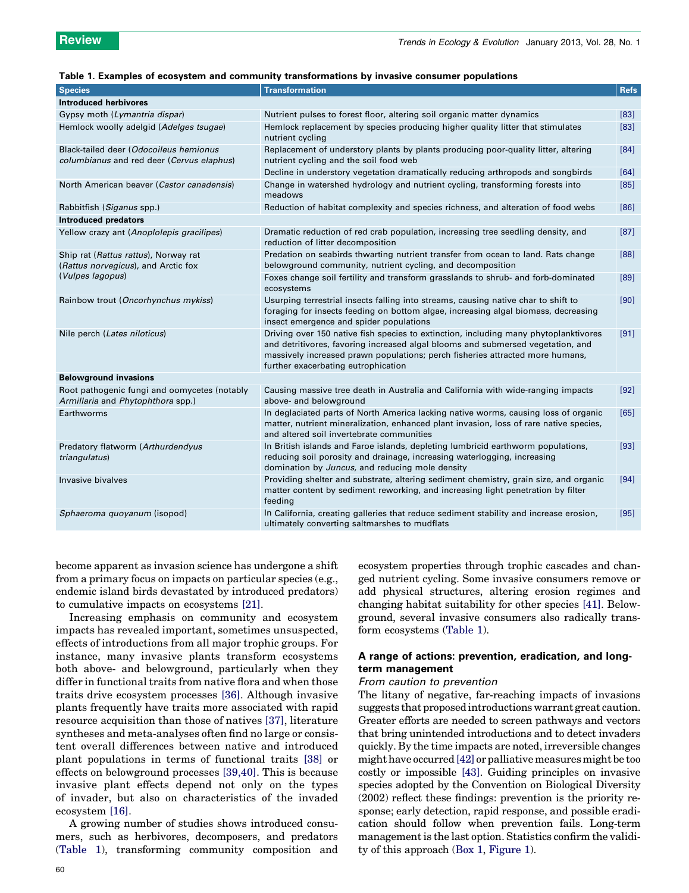**Table 1. Examples of ecosystem and community transformations by invasive consumer populations**

| Species | Transformation | Refs |
|---|---|---|
| **Introduced herbivores** | | |
| Gypsy moth (*Lymantria dispar*) | Nutrient pulses to forest floor, altering soil organic matter dynamics | [83] |
| Hemlock woolly adelgid (*Adelges tsugae*) | Hemlock replacement by species producing higher quality litter that stimulates nutrient cycling | [83] |
| Black-tailed deer (*Odocoileus hemionus columbianus* and red deer (*Cervus elaphus*) | Replacement of understory plants by plants producing poor-quality litter, altering nutrient cycling and the soil food web | [84] |
| | Decline in understory vegetation dramatically reducing arthropods and songbirds | [64] |
| North American beaver (*Castor canadensis*) | Change in watershed hydrology and nutrient cycling, transforming forests into meadows | [85] |
| Rabbitfish (*Siganus* spp.) | Reduction of habitat complexity and species richness, and alteration of food webs | [86] |
| **Introduced predators** | | |
| Yellow crazy ant (*Anoplolepis gracilipes*) | Dramatic reduction of red crab population, increasing tree seedling density, and reduction of litter decomposition | [87] |
| Ship rat (*Rattus rattus*), Norway rat (*Rattus norvegicus*), and Arctic fox (*Vulpes lagopus*) | Predation on seabirds thwarting nutrient transfer from ocean to land. Rats change belowground community, nutrient cycling, and decomposition | [88] |
| | Foxes change soil fertility and transform grasslands to shrub- and forb-dominated ecosystems | [89] |
| Rainbow trout (*Oncorhynchus mykiss*) | Usurping terrestrial insects falling into streams, causing native char to shift to foraging for insects feeding on bottom algae, increasing algal biomass, decreasing insect emergence and spider populations | [90] |
| Nile perch (*Lates niloticus*) | Driving over 150 native fish species to extinction, including many phytoplanktivores and detritivores, favoring increased algal blooms and submersed vegetation, and massively increased prawn populations; perch fisheries attracted more humans, further exacerbating eutrophication | [91] |
| **Belowground invasions** | | |
| Root pathogenic fungi and oomycetes (notably *Armillaria* and *Phytophthora* spp.) | Causing massive tree death in Australia and California with wide-ranging impacts above- and belowground | [92] |
| Earthworms | In deglaciated parts of North America lacking native worms, causing loss of organic matter, nutrient mineralization, enhanced plant invasion, loss of rare native species, and altered soil invertebrate communities | [65] |
| Predatory flatworm (*Arthurdendyus triangulatus*) | In British islands and Faroe islands, depleting lumbricid earthworm populations, reducing soil porosity and drainage, increasing waterlogging, increasing domination by *Juncus*, and reducing mole density | [93] |
| Invasive bivalves | Providing shelter and substrate, altering sediment chemistry, grain size, and organic matter content by sediment reworking, and increasing light penetration by filter feeding | [94] |
| *Sphaeroma quoyanum* (isopod) | In California, creating galleries that reduce sediment stability and increase erosion, ultimately converting saltmarshes to mudflats | [95] |

become apparent as invasion science has undergone a shift from a primary focus on impacts on particular species (e.g., endemic island birds devastated by introduced predators) to cumulative impacts on ecosystems [21].

Increasing emphasis on community and ecosystem impacts has revealed important, sometimes unsuspected, effects of introductions from all major trophic groups. For instance, many invasive plants transform ecosystems both above- and belowground, particularly when they differ in functional traits from native flora and when those traits drive ecosystem processes [36]. Although invasive plants frequently have traits more associated with rapid resource acquisition than those of natives [37], literature syntheses and meta-analyses often find no large or consistent overall differences between native and introduced plant populations in terms of functional traits [38] or effects on belowground processes [39,40]. This is because invasive plant effects depend not only on the types of invader, but also on characteristics of the invaded ecosystem [16].

A growing number of studies shows introduced consumers, such as herbivores, decomposers, and predators (Table 1), transforming community composition and ecosystem properties through trophic cascades and changed nutrient cycling. Some invasive consumers remove or add physical structures, altering erosion regimes and changing habitat suitability for other species [41]. Belowground, several invasive consumers also radically transform ecosystems (Table 1).

## A range of actions: prevention, eradication, and long-term management

### *From caution to prevention*

The litany of negative, far-reaching impacts of invasions suggests that proposed introductions warrant great caution. Greater efforts are needed to screen pathways and vectors that bring unintended introductions and to detect invaders quickly. By the time impacts are noted, irreversible changes might have occurred [42] or palliative measures might be too costly or impossible [43]. Guiding principles on invasive species adopted by the Convention on Biological Diversity (2002) reflect these findings: prevention is the priority response; early detection, rapid response, and possible eradication should follow when prevention fails. Long-term management is the last option. Statistics confirm the validity of this approach (Box 1, Figure 1).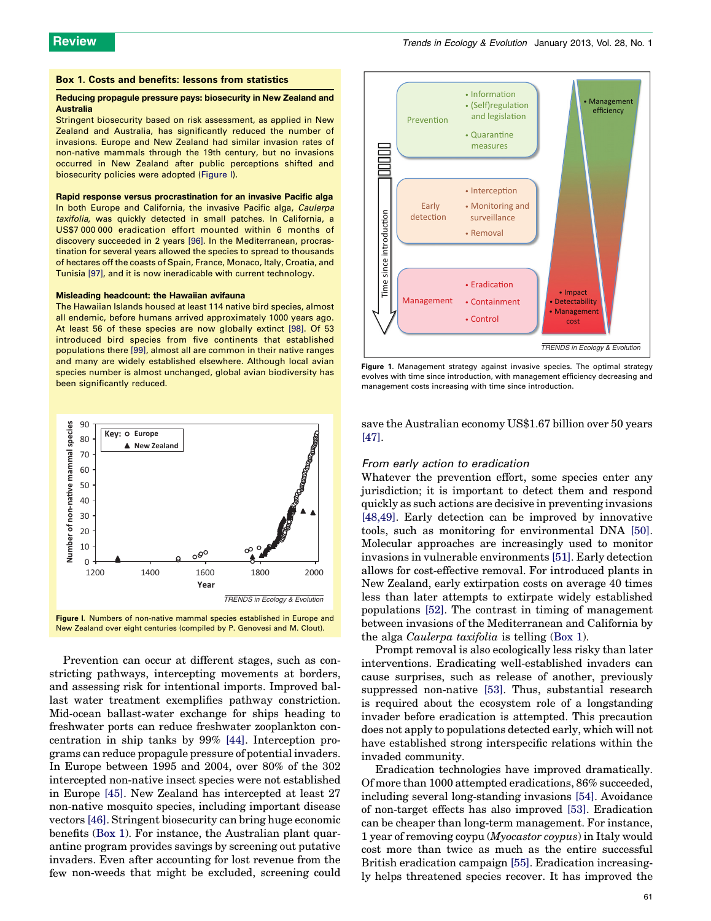### Box 1. Costs and benefits: lessons from statistics

**Reducing propagule pressure pays: biosecurity in New Zealand and Australia**

Stringent biosecurity based on risk assessment, as applied in New Zealand and Australia, has significantly reduced the number of invasions. Europe and New Zealand had similar invasion rates of non-native mammals through the 19th century, but no invasions occurred in New Zealand after public perceptions shifted and biosecurity policies were adopted (Figure I).

**Rapid response versus procrastination for an invasive Pacific alga**

In both Europe and California, the invasive Pacific alga, *Caulerpa taxifolia*, was quickly detected in small patches. In California, a US$7 000 000 eradication effort mounted within 6 months of discovery succeeded in 2 years [96]. In the Mediterranean, procrastination for several years allowed the species to spread to thousands of hectares off the coasts of Spain, France, Monaco, Italy, Croatia, and Tunisia [97], and it is now ineradicable with current technology.

**Misleading headcount: the Hawaiian avifauna**

The Hawaiian Islands housed at least 114 native bird species, almost all endemic, before humans arrived approximately 1000 years ago. At least 56 of these species are now globally extinct [98]. Of 53 introduced bird species from five continents that established populations there [99], almost all are common in their native ranges and many are widely established elsewhere. Although local avian species number is almost unchanged, global avian biodiversity has been significantly reduced.

Figure I. Numbers of non-native mammal species established in Europe and New Zealand over eight centuries (compiled by P. Genovesi and M. Clout).

Prevention can occur at different stages, such as constricting pathways, intercepting movements at borders, and assessing risk for intentional imports. Improved ballast water treatment exemplifies pathway constriction. Mid-ocean ballast-water exchange for ships heading to freshwater ports can reduce freshwater zooplankton concentration in ship tanks by 99% [44]. Interception programs can reduce propagule pressure of potential invaders. In Europe between 1995 and 2004, over 80% of the 302 intercepted non-native insect species were not established in Europe [45]. New Zealand has intercepted at least 27 non-native mosquito species, including important disease vectors [46]. Stringent biosecurity can bring huge economic benefits (Box 1). For instance, the Australian plant quarantine program provides savings by screening out putative invaders. Even after accounting for lost revenue from the few non-weeds that might be excluded, screening could save the Australian economy US$1.67 billion over 50 years [47].

Figure 1. Management strategy against invasive species. The optimal strategy evolves with time since introduction, with management efficiency decreasing and management costs increasing with time since introduction.

### *From early action to eradication*

Whatever the prevention effort, some species enter any jurisdiction; it is important to detect them and respond quickly as such actions are decisive in preventing invasions [48,49]. Early detection can be improved by innovative tools, such as monitoring for environmental DNA [50]. Molecular approaches are increasingly used to monitor invasions in vulnerable environments [51]. Early detection allows for cost-effective removal. For introduced plants in New Zealand, early extirpation costs on average 40 times less than later attempts to extirpate widely established populations [52]. The contrast in timing of management between invasions of the Mediterranean and California by the alga *Caulerpa taxifolia* is telling (Box 1).

Prompt removal is also ecologically less risky than later interventions. Eradicating well-established invaders can cause surprises, such as release of another, previously suppressed non-native [53]. Thus, substantial research is required about the ecosystem role of a longstanding invader before eradication is attempted. This precaution does not apply to populations detected early, which will not have established strong interspecific relations within the invaded community.

Eradication technologies have improved dramatically. Of more than 1000 attempted eradications, 86% succeeded, including several long-standing invasions [54]. Avoidance of non-target effects has also improved [53]. Eradication can be cheaper than long-term management. For instance, 1 year of removing coypu (*Myocastor coypus*) in Italy would cost more than twice as much as the entire successful British eradication campaign [55]. Eradication increasingly helps threatened species recover. It has improved the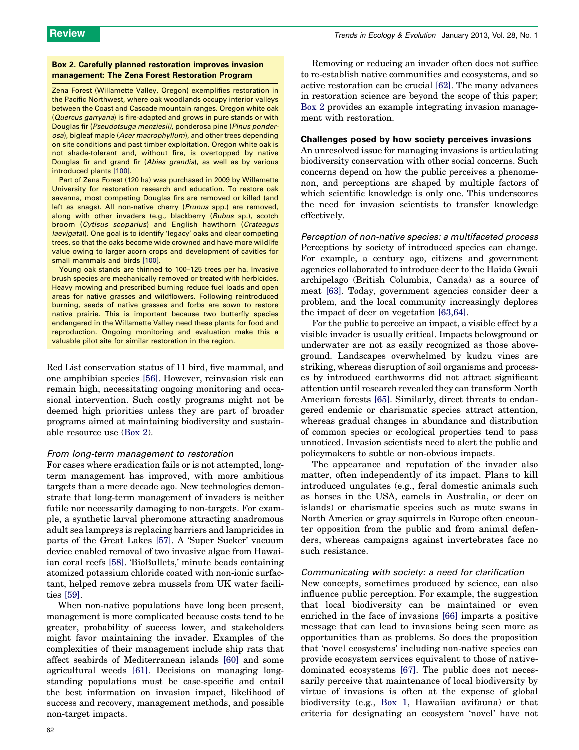**Box 2. Carefully planned restoration improves invasion management: The Zena Forest Restoration Program**

Zena Forest (Willamette Valley, Oregon) exemplifies restoration in the Pacific Northwest, where oak woodlands occupy interior valleys between the Coast and Cascade mountain ranges. Oregon white oak (*Quercus garryana*) is fire-adapted and grows in pure stands or with Douglas fir (*Pseudotsuga menziesii),* ponderosa pine (*Pinus ponderosa*), bigleaf maple (*Acer macrophyllum*), and other trees depending on site conditions and past timber exploitation. Oregon white oak is not shade-tolerant and, without fire, is overtopped by native Douglas fir and grand fir (*Abies grandis*), as well as by various introduced plants [100].

Part of Zena Forest (120 ha) was purchased in 2009 by Willamette University for restoration research and education. To restore oak savanna, most competing Douglas firs are removed or killed (and left as snags). All non-native cherry (*Prunus* spp.) are removed, along with other invaders (e.g., blackberry (*Rubus* sp.), scotch broom (*Cytisus scoparius*) and English hawthorn (*Crateagus laevigata*)). One goal is to identify 'legacy' oaks and clear competing trees, so that the oaks become wide crowned and have more wildlife value owing to larger acorn crops and development of cavities for small mammals and birds [100].

Young oak stands are thinned to 100–125 trees per ha. Invasive brush species are mechanically removed or treated with herbicides. Heavy mowing and prescribed burning reduce fuel loads and open areas for native grasses and wildflowers. Following reintroduced burning, seeds of native grasses and forbs are sown to restore native prairie. This is important because two butterfly species endangered in the Willamette Valley need these plants for food and reproduction. Ongoing monitoring and evaluation make this a valuable pilot site for similar restoration in the region.

Red List conservation status of 11 bird, five mammal, and one amphibian species [56]. However, reinvasion risk can remain high, necessitating ongoing monitoring and occasional intervention. Such costly programs might not be deemed high priorities unless they are part of broader programs aimed at maintaining biodiversity and sustainable resource use (Box 2).

### *From long-term management to restoration*

For cases where eradication fails or is not attempted, long-term management has improved, with more ambitious targets than a mere decade ago. New technologies demonstrate that long-term management of invaders is neither futile nor necessarily damaging to non-targets. For example, a synthetic larval pheromone attracting anadromous adult sea lampreys is replacing barriers and lampricides in parts of the Great Lakes [57]. A 'Super Sucker' vacuum device enabled removal of two invasive algae from Hawaiian coral reefs [58]. 'BioBullets,' minute beads containing atomized potassium chloride coated with non-ionic surfactant, helped remove zebra mussels from UK water facilities [59].

When non-native populations have long been present, management is more complicated because costs tend to be greater, probability of success lower, and stakeholders might favor maintaining the invader. Examples of the complexities of their management include ship rats that affect seabirds of Mediterranean islands [60] and some agricultural weeds [61]. Decisions on managing long-standing populations must be case-specific and entail the best information on invasion impact, likelihood of success and recovery, management methods, and possible non-target impacts.

Removing or reducing an invader often does not suffice to re-establish native communities and ecosystems, and so active restoration can be crucial [62]. The many advances in restoration science are beyond the scope of this paper; Box 2 provides an example integrating invasion management with restoration.

## Challenges posed by how society perceives invasions

An unresolved issue for managing invasions is articulating biodiversity conservation with other social concerns. Such concerns depend on how the public perceives a phenomenon, and perceptions are shaped by multiple factors of which scientific knowledge is only one. This underscores the need for invasion scientists to transfer knowledge effectively.

### *Perception of non-native species: a multifaceted process*

Perceptions by society of introduced species can change. For example, a century ago, citizens and government agencies collaborated to introduce deer to the Haida Gwaii archipelago (British Columbia, Canada) as a source of meat [63]. Today, government agencies consider deer a problem, and the local community increasingly deplores the impact of deer on vegetation [63,64].

For the public to perceive an impact, a visible effect by a visible invader is usually critical. Impacts belowground or underwater are not as easily recognized as those aboveground. Landscapes overwhelmed by kudzu vines are striking, whereas disruption of soil organisms and processes by introduced earthworms did not attract significant attention until research revealed they can transform North American forests [65]. Similarly, direct threats to endangered endemic or charismatic species attract attention, whereas gradual changes in abundance and distribution of common species or ecological properties tend to pass unnoticed. Invasion scientists need to alert the public and policymakers to subtle or non-obvious impacts.

The appearance and reputation of the invader also matter, often independently of its impact. Plans to kill introduced ungulates (e.g., feral domestic animals such as horses in the USA, camels in Australia, or deer on islands) or charismatic species such as mute swans in North America or gray squirrels in Europe often encounter opposition from the public and from animal defenders, whereas campaigns against invertebrates face no such resistance.

### *Communicating with society: a need for clarification*

New concepts, sometimes produced by science, can also influence public perception. For example, the suggestion that local biodiversity can be maintained or even enriched in the face of invasions [66] imparts a positive message that can lead to invasions being seen more as opportunities than as problems. So does the proposition that 'novel ecosystems' including non-native species can provide ecosystem services equivalent to those of native-dominated ecosystems [67]. The public does not necessarily perceive that maintenance of local biodiversity by virtue of invasions is often at the expense of global biodiversity (e.g., Box 1, Hawaiian avifauna) or that criteria for designating an ecosystem 'novel' have not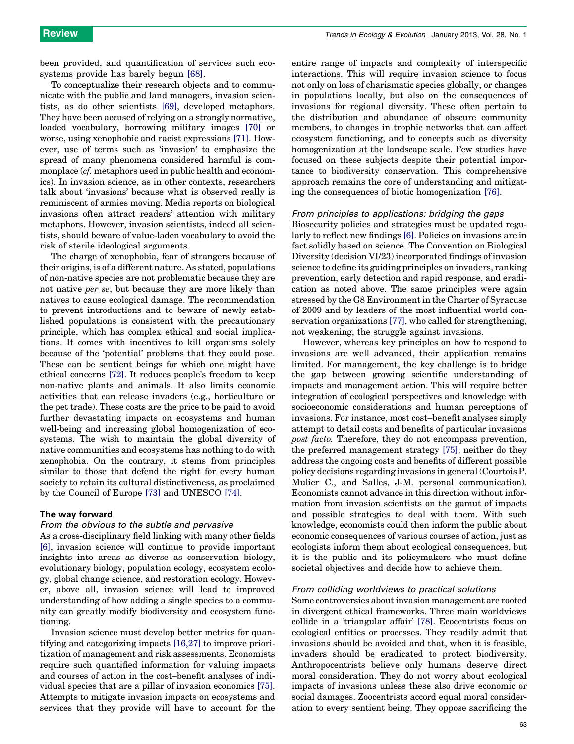been provided, and quantification of services such ecosystems provide has barely begun [68].

To conceptualize their research objects and to communicate with the public and land managers, invasion scientists, as do other scientists [69], developed metaphors. They have been accused of relying on a strongly normative, loaded vocabulary, borrowing military images [70] or worse, using xenophobic and racist expressions [71]. However, use of terms such as 'invasion' to emphasize the spread of many phenomena considered harmful is commonplace (*cf.* metaphors used in public health and economics). In invasion science, as in other contexts, researchers talk about 'invasions' because what is observed really is reminiscent of armies moving. Media reports on biological invasions often attract readers' attention with military metaphors. However, invasion scientists, indeed all scientists, should beware of value-laden vocabulary to avoid the risk of sterile ideological arguments.

The charge of xenophobia, fear of strangers because of their origins, is of a different nature. As stated, populations of non-native species are not problematic because they are not native *per se*, but because they are more likely than natives to cause ecological damage. The recommendation to prevent introductions and to beware of newly established populations is consistent with the precautionary principle, which has complex ethical and social implications. It comes with incentives to kill organisms solely because of the 'potential' problems that they could pose. These can be sentient beings for which one might have ethical concerns [72]. It reduces people's freedom to keep non-native plants and animals. It also limits economic activities that can release invaders (e.g., horticulture or the pet trade). These costs are the price to be paid to avoid further devastating impacts on ecosystems and human well-being and increasing global homogenization of ecosystems. The wish to maintain the global diversity of native communities and ecosystems has nothing to do with xenophobia. On the contrary, it stems from principles similar to those that defend the right for every human society to retain its cultural distinctiveness, as proclaimed by the Council of Europe [73] and UNESCO [74].

## The way forward

### *From the obvious to the subtle and pervasive*

As a cross-disciplinary field linking with many other fields [6], invasion science will continue to provide important insights into areas as diverse as conservation biology, evolutionary biology, population ecology, ecosystem ecology, global change science, and restoration ecology. However, above all, invasion science will lead to improved understanding of how adding a single species to a community can greatly modify biodiversity and ecosystem functioning.

Invasion science must develop better metrics for quantifying and categorizing impacts [16,27] to improve prioritization of management and risk assessments. Economists require such quantified information for valuing impacts and courses of action in the cost–benefit analyses of individual species that are a pillar of invasion economics [75]. Attempts to mitigate invasion impacts on ecosystems and services that they provide will have to account for the entire range of impacts and complexity of interspecific interactions. This will require invasion science to focus not only on loss of charismatic species globally, or changes in populations locally, but also on the consequences of invasions for regional diversity. These often pertain to the distribution and abundance of obscure community members, to changes in trophic networks that can affect ecosystem functioning, and to concepts such as diversity homogenization at the landscape scale. Few studies have focused on these subjects despite their potential importance to biodiversity conservation. This comprehensive approach remains the core of understanding and mitigating the consequences of biotic homogenization [76].

### *From principles to applications: bridging the gaps*

Biosecurity policies and strategies must be updated regularly to reflect new findings [6]. Policies on invasions are in fact solidly based on science. The Convention on Biological Diversity (decision VI/23) incorporated findings of invasion science to define its guiding principles on invaders, ranking prevention, early detection and rapid response, and eradication as noted above. The same principles were again stressed by the G8 Environment in the Charter of Syracuse of 2009 and by leaders of the most influential world conservation organizations [77], who called for strengthening, not weakening, the struggle against invasions.

However, whereas key principles on how to respond to invasions are well advanced, their application remains limited. For management, the key challenge is to bridge the gap between growing scientific understanding of impacts and management action. This will require better integration of ecological perspectives and knowledge with socioeconomic considerations and human perceptions of invasions. For instance, most cost–benefit analyses simply attempt to detail costs and benefits of particular invasions *post facto*. Therefore, they do not encompass prevention, the preferred management strategy [75]; neither do they address the ongoing costs and benefits of different possible policy decisions regarding invasions in general (Courtois P. Mulier C., and Salles, J-M. personal communication). Economists cannot advance in this direction without information from invasion scientists on the gamut of impacts and possible strategies to deal with them. With such knowledge, economists could then inform the public about economic consequences of various courses of action, just as ecologists inform them about ecological consequences, but it is the public and its policymakers who must define societal objectives and decide how to achieve them.

### *From colliding worldviews to practical solutions*

Some controversies about invasion management are rooted in divergent ethical frameworks. Three main worldviews collide in a 'triangular affair' [78]. Ecocentrists focus on ecological entities or processes. They readily admit that invasions should be avoided and that, when it is feasible, invaders should be eradicated to protect biodiversity. Anthropocentrists believe only humans deserve direct moral consideration. They do not worry about ecological impacts of invasions unless these also drive economic or social damages. Zoocentrists accord equal moral consideration to every sentient being. They oppose sacrificing the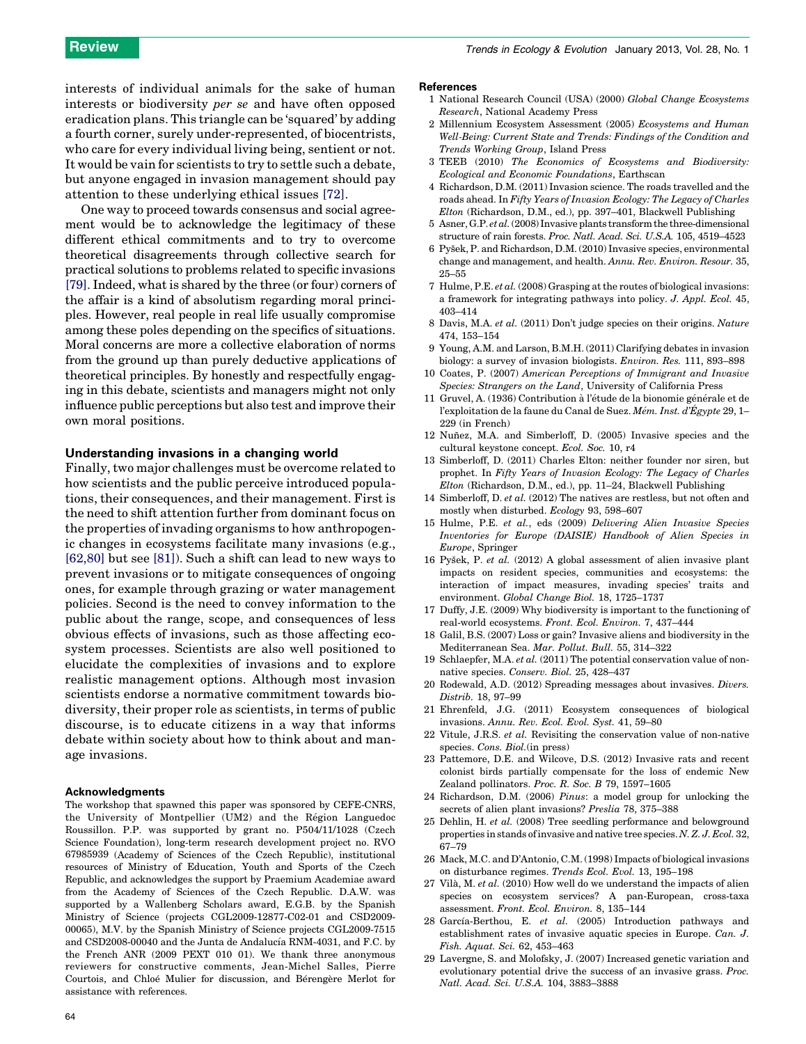interests of individual animals for the sake of human interests or biodiversity *per se* and have often opposed eradication plans. This triangle can be 'squared' by adding a fourth corner, surely under-represented, of biocentrists, who care for every individual living being, sentient or not. It would be vain for scientists to try to settle such a debate, but anyone engaged in invasion management should pay attention to these underlying ethical issues [72].

One way to proceed towards consensus and social agreement would be to acknowledge the legitimacy of these different ethical commitments and to try to overcome theoretical disagreements through collective search for practical solutions to problems related to specific invasions [79]. Indeed, what is shared by the three (or four) corners of the affair is a kind of absolutism regarding moral principles. However, real people in real life usually compromise among these poles depending on the specifics of situations. Moral concerns are more a collective elaboration of norms from the ground up than purely deductive applications of theoretical principles. By honestly and respectfully engaging in this debate, scientists and managers might not only influence public perceptions but also test and improve their own moral positions.

### Understanding invasions in a changing world

Finally, two major challenges must be overcome related to how scientists and the public perceive introduced populations, their consequences, and their management. First is the need to shift attention further from dominant focus on the properties of invading organisms to how anthropogenic changes in ecosystems facilitate many invasions (e.g., [62,80] but see [81]). Such a shift can lead to new ways to prevent invasions or to mitigate consequences of ongoing ones, for example through grazing or water management policies. Second is the need to convey information to the public about the range, scope, and consequences of less obvious effects of invasions, such as those affecting ecosystem processes. Scientists are also well positioned to elucidate the complexities of invasions and to explore realistic management options. Although most invasion scientists endorse a normative commitment towards biodiversity, their proper role as scientists, in terms of public discourse, is to educate citizens in a way that informs debate within society about how to think about and manage invasions.

### Acknowledgments

The workshop that spawned this paper was sponsored by CEFE-CNRS, the University of Montpellier (UM2) and the Région Languedoc Roussillon. P.P. was supported by grant no. P504/11/1028 (Czech Science Foundation), long-term research development project no. RVO 67985939 (Academy of Sciences of the Czech Republic), institutional resources of Ministry of Education, Youth and Sports of the Czech Republic, and acknowledges the support by Praemium Academiae award from the Academy of Sciences of the Czech Republic. D.A.W. was supported by a Wallenberg Scholars award, E.G.B. by the Spanish Ministry of Science (projects CGL2009-12877-C02-01 and CSD2009-00065), M.V. by the Spanish Ministry of Science projects CGL2009-7515 and CSD2008-00040 and the Junta de Andalucía RNM-4031, and F.C. by the French ANR (2009 PEXT 010 01). We thank three anonymous reviewers for constructive comments, Jean-Michel Salles, Pierre Courtois, and Chloé Mulier for discussion, and Bérengère Merlot for assistance with references.

### References

1. National Research Council (USA) (2000) *Global Change Ecosystems Research*, National Academy Press
2. Millennium Ecosystem Assessment (2005) *Ecosystems and Human Well-Being: Current State and Trends: Findings of the Condition and Trends Working Group*, Island Press
3. TEEB (2010) *The Economics of Ecosystems and Biodiversity: Ecological and Economic Foundations*, Earthscan
4. Richardson, D.M. (2011) Invasion science. The roads travelled and the roads ahead. In *Fifty Years of Invasion Ecology: The Legacy of Charles Elton* (Richardson, D.M., ed.), pp. 397–401, Blackwell Publishing
5. Asner, G.P. *et al.* (2008) Invasive plants transform the three-dimensional structure of rain forests. *Proc. Natl. Acad. Sci. U.S.A.* 105, 4519–4523
6. Pyšek, P. and Richardson, D.M. (2010) Invasive species, environmental change and management, and health. *Annu. Rev. Environ. Resour.* 35, 25–55
7. Hulme, P.E. *et al.* (2008) Grasping at the routes of biological invasions: a framework for integrating pathways into policy. *J. Appl. Ecol.* 45, 403–414
8. Davis, M.A. *et al.* (2011) Don't judge species on their origins. *Nature* 474, 153–154
9. Young, A.M. and Larson, B.M.H. (2011) Clarifying debates in invasion biology: a survey of invasion biologists. *Environ. Res.* 111, 893–898
10. Coates, P. (2007) *American Perceptions of Immigrant and Invasive Species: Strangers on the Land*, University of California Press
11. Gruvel, A. (1936) Contribution à l'étude de la bionomie générale et de l'exploitation de la faune du Canal de Suez. *Mém. Inst. d'Égypte* 29, 1–229 (in French)
12. Nuñez, M.A. and Simberloff, D. (2005) Invasive species and the cultural keystone concept. *Ecol. Soc.* 10, r4
13. Simberloff, D. (2011) Charles Elton: neither founder nor siren, but prophet. In *Fifty Years of Invasion Ecology: The Legacy of Charles Elton* (Richardson, D.M., ed.), pp. 11–24, Blackwell Publishing
14. Simberloff, D. *et al.* (2012) The natives are restless, but not often and mostly when disturbed. *Ecology* 93, 598–607
15. Hulme, P.E. *et al.*, eds (2009) *Delivering Alien Invasive Species Inventories for Europe (DAISIE) Handbook of Alien Species in Europe*, Springer
16. Pyšek, P. *et al.* (2012) A global assessment of alien invasive plant impacts on resident species, communities and ecosystems: the interaction of impact measures, invading species' traits and environment. *Global Change Biol.* 18, 1725–1737
17. Duffy, J.E. (2009) Why biodiversity is important to the functioning of real-world ecosystems. *Front. Ecol. Environ.* 7, 437–444
18. Galil, B.S. (2007) Loss or gain? Invasive aliens and biodiversity in the Mediterranean Sea. *Mar. Pollut. Bull.* 55, 314–322
19. Schlaepfer, M.A. *et al.* (2011) The potential conservation value of non-native species. *Conserv. Biol.* 25, 428–437
20. Rodewald, A.D. (2012) Spreading messages about invasives. *Divers. Distrib.* 18, 97–99
21. Ehrenfeld, J.G. (2011) Ecosystem consequences of biological invasions. *Annu. Rev. Ecol. Evol. Syst.* 41, 59–80
22. Vitule, J.R.S. *et al.* Revisiting the conservation value of non-native species. *Cons. Biol.*(in press)
23. Pattemore, D.E. and Wilcove, D.S. (2012) Invasive rats and recent colonist birds partially compensate for the loss of endemic New Zealand pollinators. *Proc. R. Soc. B* 79, 1597–1605
24. Richardson, D.M. (2006) *Pinus*: a model group for unlocking the secrets of alien plant invasions? *Preslia* 78, 375–388
25. Dehlin, H. *et al.* (2008) Tree seedling performance and belowground properties in stands of invasive and native tree species. *N. Z. J. Ecol.* 32, 67–79
26. Mack, M.C. and D'Antonio, C.M. (1998) Impacts of biological invasions on disturbance regimes. *Trends Ecol. Evol.* 13, 195–198
27. Vilà, M. *et al.* (2010) How well do we understand the impacts of alien species on ecosystem services? A pan-European, cross-taxa assessment. *Front. Ecol. Environ.* 8, 135–144
28. García-Berthou, E. *et al.* (2005) Introduction pathways and establishment rates of invasive aquatic species in Europe. *Can. J. Fish. Aquat. Sci.* 62, 453–463
29. Lavergne, S. and Molofsky, J. (2007) Increased genetic variation and evolutionary potential drive the success of an invasive grass. *Proc. Natl. Acad. Sci. U.S.A.* 104, 3883–3888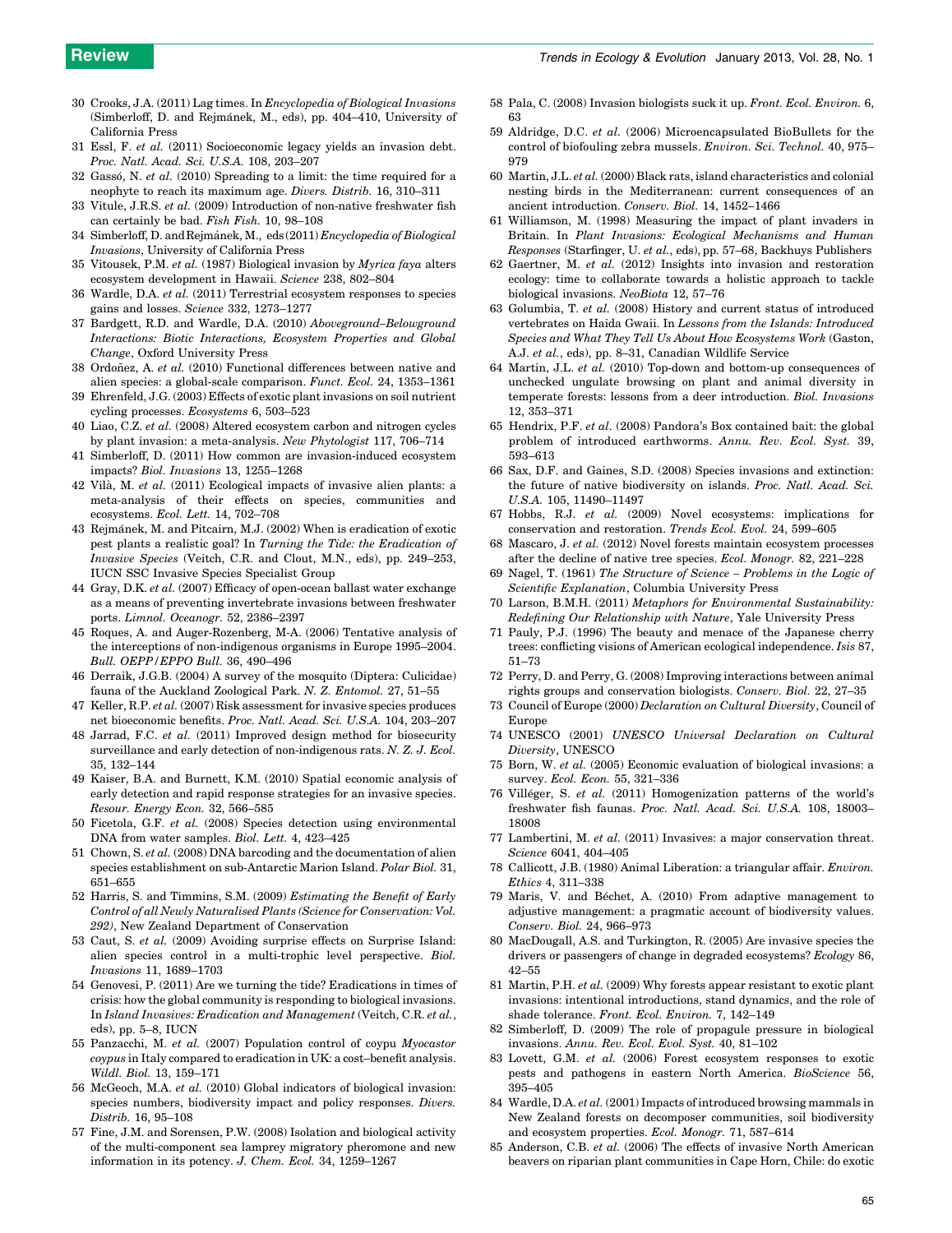30 Crooks, J.A. (2011) Lag times. In *Encyclopedia of Biological Invasions* (Simberloff, D. and Rejmánek, M., eds), pp. 404–410, University of California Press

31 Essl, F. *et al.* (2011) Socioeconomic legacy yields an invasion debt. *Proc. Natl. Acad. Sci. U.S.A.* 108, 203–207

32 Gassó, N. *et al.* (2010) Spreading to a limit: the time required for a neophyte to reach its maximum age. *Divers. Distrib.* 16, 310–311

33 Vitule, J.R.S. *et al.* (2009) Introduction of non-native freshwater fish can certainly be bad. *Fish Fish.* 10, 98–108

34 Simberloff, D. and Rejmánek, M., eds (2011) *Encyclopedia of Biological Invasions*, University of California Press

35 Vitousek, P.M. *et al.* (1987) Biological invasion by *Myrica faya* alters ecosystem development in Hawaii. *Science* 238, 802–804

36 Wardle, D.A. *et al.* (2011) Terrestrial ecosystem responses to species gains and losses. *Science* 332, 1273–1277

37 Bardgett, R.D. and Wardle, D.A. (2010) *Aboveground–Belowground Interactions: Biotic Interactions, Ecosystem Properties and Global Change*, Oxford University Press

38 Ordoñez, A. *et al.* (2010) Functional differences between native and alien species: a global-scale comparison. *Funct. Ecol.* 24, 1353–1361

39 Ehrenfeld, J.G. (2003) Effects of exotic plant invasions on soil nutrient cycling processes. *Ecosystems* 6, 503–523

40 Liao, C.Z. *et al.* (2008) Altered ecosystem carbon and nitrogen cycles by plant invasion: a meta-analysis. *New Phytologist* 117, 706–714

41 Simberloff, D. (2011) How common are invasion-induced ecosystem impacts? *Biol. Invasions* 13, 1255–1268

42 Vilà, M. *et al.* (2011) Ecological impacts of invasive alien plants: a meta-analysis of their effects on species, communities and ecosystems. *Ecol. Lett.* 14, 702–708

43 Rejmánek, M. and Pitcairn, M.J. (2002) When is eradication of exotic pest plants a realistic goal? In *Turning the Tide: the Eradication of Invasive Species* (Veitch, C.R. and Clout, M.N., eds), pp. 249–253, IUCN SSC Invasive Species Specialist Group

44 Gray, D.K. *et al.* (2007) Efficacy of open-ocean ballast water exchange as a means of preventing invertebrate invasions between freshwater ports. *Limnol. Oceanogr.* 52, 2386–2397

45 Roques, A. and Auger-Rozenberg, M-A. (2006) Tentative analysis of the interceptions of non-indigenous organisms in Europe 1995–2004. *Bull. OEPP/EPPO Bull.* 36, 490–496

46 Derraik, J.G.B. (2004) A survey of the mosquito (Diptera: Culicidae) fauna of the Auckland Zoological Park. *N. Z. Entomol.* 27, 51–55

47 Keller, R.P. *et al.* (2007) Risk assessment for invasive species produces net bioeconomic benefits. *Proc. Natl. Acad. Sci. U.S.A.* 104, 203–207

48 Jarrad, F.C. *et al.* (2011) Improved design method for biosecurity surveillance and early detection of non-indigenous rats. *N. Z. J. Ecol.* 35, 132–144

49 Kaiser, B.A. and Burnett, K.M. (2010) Spatial economic analysis of early detection and rapid response strategies for an invasive species. *Resour. Energy Econ.* 32, 566–585

50 Ficetola, G.F. *et al.* (2008) Species detection using environmental DNA from water samples. *Biol. Lett.* 4, 423–425

51 Chown, S. *et al.* (2008) DNA barcoding and the documentation of alien species establishment on sub-Antarctic Marion Island. *Polar Biol.* 31, 651–655

52 Harris, S. and Timmins, S.M. (2009) *Estimating the Benefit of Early Control of all Newly Naturalised Plants (Science for Conservation: Vol. 292)*, New Zealand Department of Conservation

53 Caut, S. *et al.* (2009) Avoiding surprise effects on Surprise Island: alien species control in a multi-trophic level perspective. *Biol. Invasions* 11, 1689–1703

54 Genovesi, P. (2011) Are we turning the tide? Eradications in times of crisis: how the global community is responding to biological invasions. In *Island Invasives: Eradication and Management* (Veitch, C.R. *et al.*, eds), pp. 5–8, IUCN

55 Panzacchi, M. *et al.* (2007) Population control of coypu *Myocastor coypus* in Italy compared to eradication in UK: a cost–benefit analysis. *Wildl. Biol.* 13, 159–171

56 McGeoch, M.A. *et al.* (2010) Global indicators of biological invasion: species numbers, biodiversity impact and policy responses. *Divers. Distrib.* 16, 95–108

57 Fine, J.M. and Sorensen, P.W. (2008) Isolation and biological activity of the multi-component sea lamprey migratory pheromone and new information in its potency. *J. Chem. Ecol.* 34, 1259–1267

58 Pala, C. (2008) Invasion biologists suck it up. *Front. Ecol. Environ.* 6, 63

59 Aldridge, D.C. *et al.* (2006) Microencapsulated BioBullets for the control of biofouling zebra mussels. *Environ. Sci. Technol.* 40, 975–979

60 Martin, J.L. *et al.* (2000) Black rats, island characteristics and colonial nesting birds in the Mediterranean: current consequences of an ancient introduction. *Conserv. Biol.* 14, 1452–1466

61 Williamson, M. (1998) Measuring the impact of plant invaders in Britain. In *Plant Invasions: Ecological Mechanisms and Human Responses* (Starfinger, U. *et al.*, eds), pp. 57–68, Backhuys Publishers

62 Gaertner, M. *et al.* (2012) Insights into invasion and restoration ecology: time to collaborate towards a holistic approach to tackle biological invasions. *NeoBiota* 12, 57–76

63 Golumbia, T. *et al.* (2008) History and current status of introduced vertebrates on Haida Gwaii. In *Lessons from the Islands: Introduced Species and What They Tell Us About How Ecosystems Work* (Gaston, A.J. *et al.*, eds), pp. 8–31, Canadian Wildlife Service

64 Martin, J.L. *et al.* (2010) Top-down and bottom-up consequences of unchecked ungulate browsing on plant and animal diversity in temperate forests: lessons from a deer introduction. *Biol. Invasions* 12, 353–371

65 Hendrix, P.F. *et al.* (2008) Pandora's Box contained bait: the global problem of introduced earthworms. *Annu. Rev. Ecol. Syst.* 39, 593–613

66 Sax, D.F. and Gaines, S.D. (2008) Species invasions and extinction: the future of native biodiversity on islands. *Proc. Natl. Acad. Sci. U.S.A.* 105, 11490–11497

67 Hobbs, R.J. *et al.* (2009) Novel ecosystems: implications for conservation and restoration. *Trends Ecol. Evol.* 24, 599–605

68 Mascaro, J. *et al.* (2012) Novel forests maintain ecosystem processes after the decline of native tree species. *Ecol. Monogr.* 82, 221–228

69 Nagel, T. (1961) *The Structure of Science – Problems in the Logic of Scientific Explanation*, Columbia University Press

70 Larson, B.M.H. (2011) *Metaphors for Environmental Sustainability: Redefining Our Relationship with Nature*, Yale University Press

71 Pauly, P.J. (1996) The beauty and menace of the Japanese cherry trees: conflicting visions of American ecological independence. *Isis* 87, 51–73

72 Perry, D. and Perry, G. (2008) Improving interactions between animal rights groups and conservation biologists. *Conserv. Biol.* 22, 27–35

73 Council of Europe (2000) *Declaration on Cultural Diversity*, Council of Europe

74 UNESCO (2001) *UNESCO Universal Declaration on Cultural Diversity*, UNESCO

75 Born, W. *et al.* (2005) Economic evaluation of biological invasions: a survey. *Ecol. Econ.* 55, 321–336

76 Villéger, S. *et al.* (2011) Homogenization patterns of the world's freshwater fish faunas. *Proc. Natl. Acad. Sci. U.S.A.* 108, 18003–18008

77 Lambertini, M. *et al.* (2011) Invasives: a major conservation threat. *Science* 6041, 404–405

78 Callicott, J.B. (1980) Animal Liberation: a triangular affair. *Environ. Ethics* 4, 311–338

79 Maris, V. and Béchet, A. (2010) From adaptive management to adjustive management: a pragmatic account of biodiversity values. *Conserv. Biol.* 24, 966–973

80 MacDougall, A.S. and Turkington, R. (2005) Are invasive species the drivers or passengers of change in degraded ecosystems? *Ecology* 86, 42–55

81 Martin, P.H. *et al.* (2009) Why forests appear resistant to exotic plant invasions: intentional introductions, stand dynamics, and the role of shade tolerance. *Front. Ecol. Environ.* 7, 142–149

82 Simberloff, D. (2009) The role of propagule pressure in biological invasions. *Annu. Rev. Ecol. Evol. Syst.* 40, 81–102

83 Lovett, G.M. *et al.* (2006) Forest ecosystem responses to exotic pests and pathogens in eastern North America. *BioScience* 56, 395–405

84 Wardle, D.A. *et al.* (2001) Impacts of introduced browsing mammals in New Zealand forests on decomposer communities, soil biodiversity and ecosystem properties. *Ecol. Monogr.* 71, 587–614

85 Anderson, C.B. *et al.* (2006) The effects of invasive North American beavers on riparian plant communities in Cape Horn, Chile: do exotic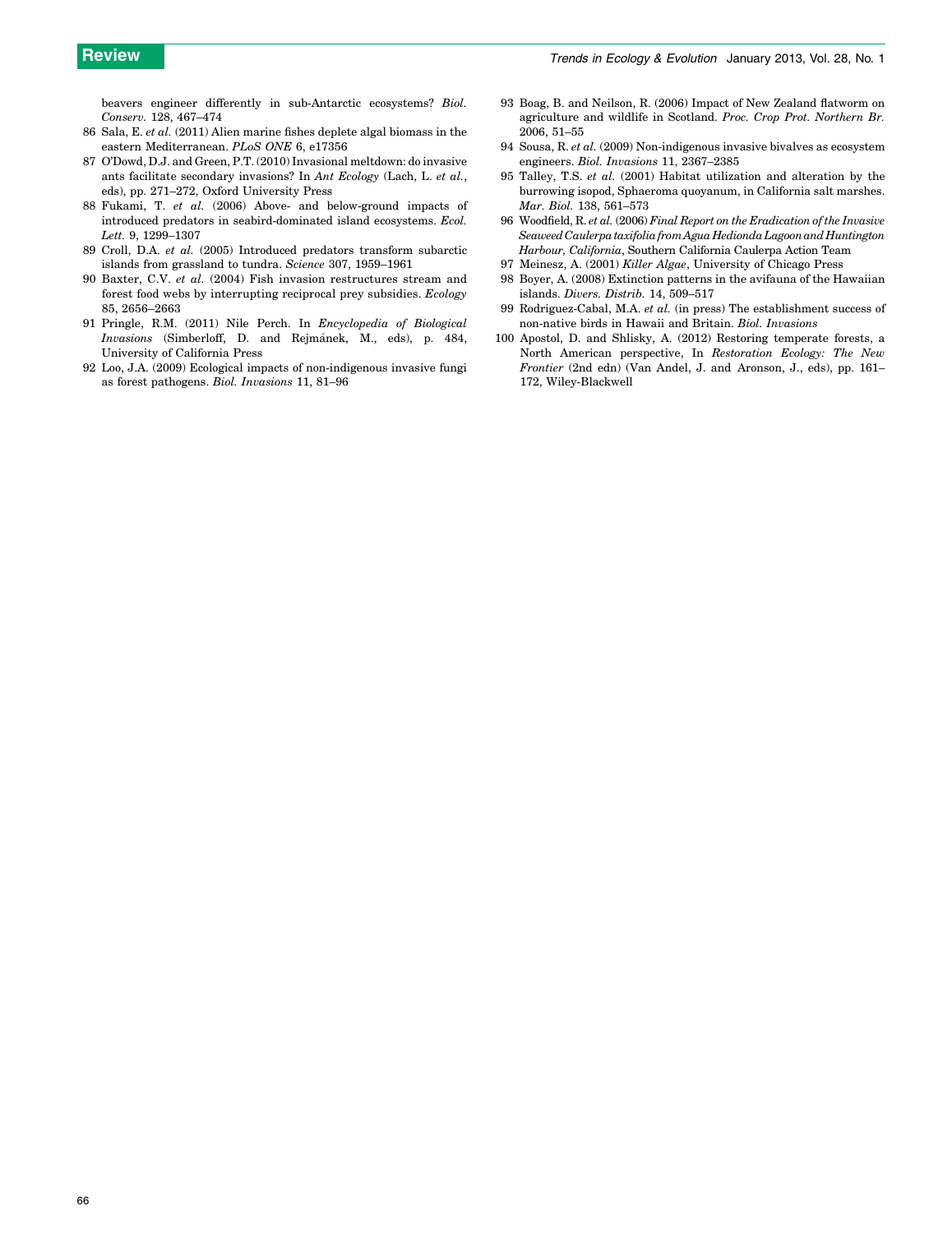beavers engineer differently in sub-Antarctic ecosystems? *Biol. Conserv.* 128, 467–474

86 Sala, E. *et al.* (2011) Alien marine fishes deplete algal biomass in the eastern Mediterranean. *PLoS ONE* 6, e17356

87 O'Dowd, D.J. and Green, P.T. (2010) Invasional meltdown: do invasive ants facilitate secondary invasions? In *Ant Ecology* (Lach, L. *et al.*, eds), pp. 271–272, Oxford University Press

88 Fukami, T. *et al.* (2006) Above- and below-ground impacts of introduced predators in seabird-dominated island ecosystems. *Ecol. Lett.* 9, 1299–1307

89 Croll, D.A. *et al.* (2005) Introduced predators transform subarctic islands from grassland to tundra. *Science* 307, 1959–1961

90 Baxter, C.V. *et al.* (2004) Fish invasion restructures stream and forest food webs by interrupting reciprocal prey subsidies. *Ecology* 85, 2656–2663

91 Pringle, R.M. (2011) Nile Perch. In *Encyclopedia of Biological Invasions* (Simberloff, D. and Rejmánek, M., eds), p. 484, University of California Press

92 Loo, J.A. (2009) Ecological impacts of non-indigenous invasive fungi as forest pathogens. *Biol. Invasions* 11, 81–96

93 Boag, B. and Neilson, R. (2006) Impact of New Zealand flatworm on agriculture and wildlife in Scotland. *Proc. Crop Prot. Northern Br.* 2006, 51–55

94 Sousa, R. *et al.* (2009) Non-indigenous invasive bivalves as ecosystem engineers. *Biol. Invasions* 11, 2367–2385

95 Talley, T.S. *et al.* (2001) Habitat utilization and alteration by the burrowing isopod, Sphaeroma quoyanum, in California salt marshes. *Mar. Biol.* 138, 561–573

96 Woodfield, R. *et al.* (2006) *Final Report on the Eradication of the Invasive Seaweed Caulerpa taxifolia from Agua Hedionda Lagoon and Huntington Harbour, California*, Southern California Caulerpa Action Team

97 Meinesz, A. (2001) *Killer Algae*, University of Chicago Press

98 Boyer, A. (2008) Extinction patterns in the avifauna of the Hawaiian islands. *Divers. Distrib.* 14, 509–517

99 Rodriguez-Cabal, M.A. *et al.* (in press) The establishment success of non-native birds in Hawaii and Britain. *Biol. Invasions*

100 Apostol, D. and Shlisky, A. (2012) Restoring temperate forests, a North American perspective, In *Restoration Ecology: The New Frontier* (2nd edn) (Van Andel, J. and Aronson, J., eds), pp. 161–172, Wiley-Blackwell